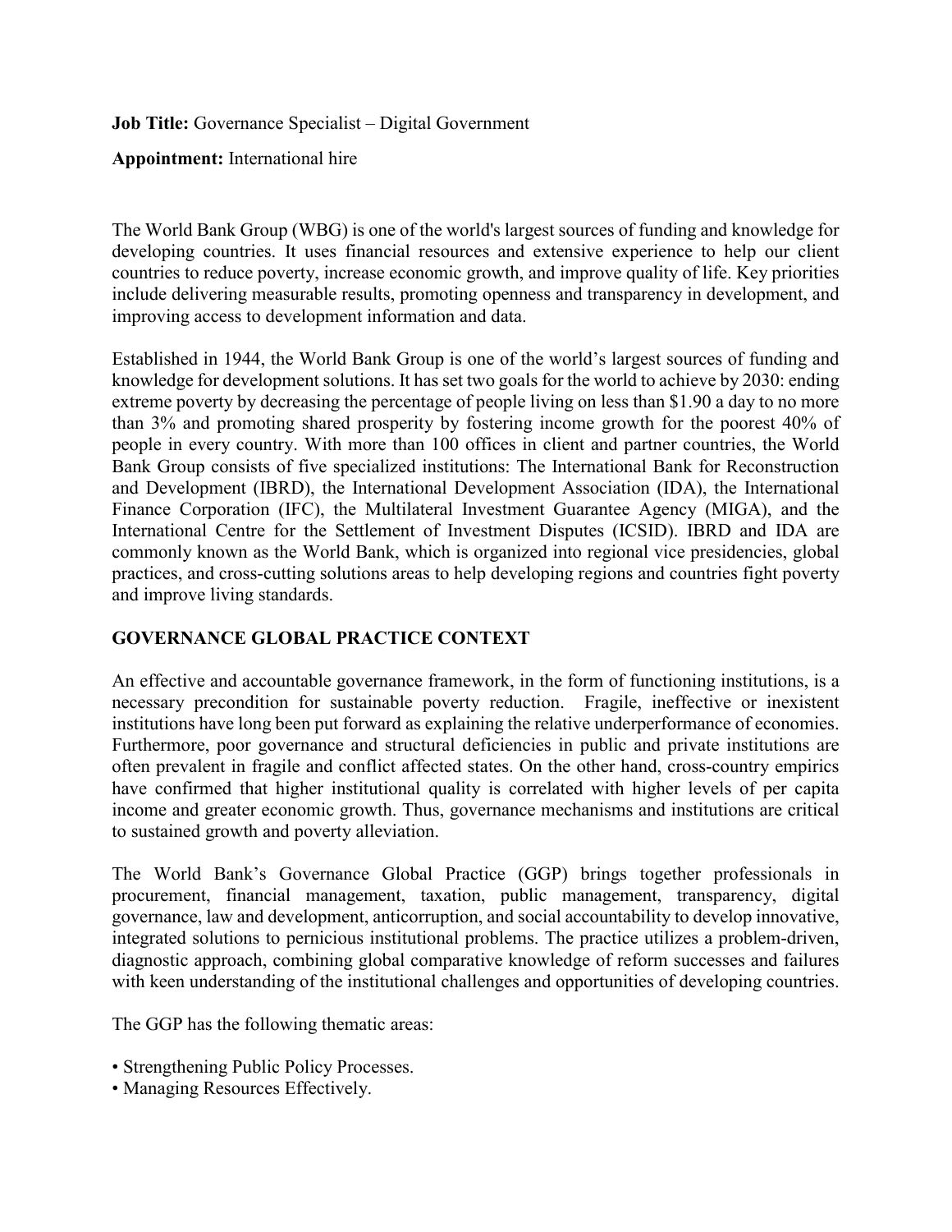**Job Title:** Governance Specialist – Digital Government

**Appointment:** International hire

The World Bank Group (WBG) is one of the world's largest sources of funding and knowledge for developing countries. It uses financial resources and extensive experience to help our client countries to reduce poverty, increase economic growth, and improve quality of life. Key priorities include delivering measurable results, promoting openness and transparency in development, and improving access to development information and data.

Established in 1944, the World Bank Group is one of the world's largest sources of funding and knowledge for development solutions. It has set two goals for the world to achieve by 2030: ending extreme poverty by decreasing the percentage of people living on less than $1.90 a day to no more than 3% and promoting shared prosperity by fostering income growth for the poorest 40% of people in every country. With more than 100 offices in client and partner countries, the World Bank Group consists of five specialized institutions: The International Bank for Reconstruction and Development (IBRD), the International Development Association (IDA), the International Finance Corporation (IFC), the Multilateral Investment Guarantee Agency (MIGA), and the International Centre for the Settlement of Investment Disputes (ICSID). IBRD and IDA are commonly known as the World Bank, which is organized into regional vice presidencies, global practices, and cross-cutting solutions areas to help developing regions and countries fight poverty and improve living standards.

## GOVERNANCE GLOBAL PRACTICE CONTEXT

An effective and accountable governance framework, in the form of functioning institutions, is a necessary precondition for sustainable poverty reduction. Fragile, ineffective or inexistent institutions have long been put forward as explaining the relative underperformance of economies. Furthermore, poor governance and structural deficiencies in public and private institutions are often prevalent in fragile and conflict affected states. On the other hand, cross-country empirics have confirmed that higher institutional quality is correlated with higher levels of per capita income and greater economic growth. Thus, governance mechanisms and institutions are critical to sustained growth and poverty alleviation.

The World Bank's Governance Global Practice (GGP) brings together professionals in procurement, financial management, taxation, public management, transparency, digital governance, law and development, anticorruption, and social accountability to develop innovative, integrated solutions to pernicious institutional problems. The practice utilizes a problem-driven, diagnostic approach, combining global comparative knowledge of reform successes and failures with keen understanding of the institutional challenges and opportunities of developing countries.

The GGP has the following thematic areas:

- Strengthening Public Policy Processes.
- Managing Resources Effectively.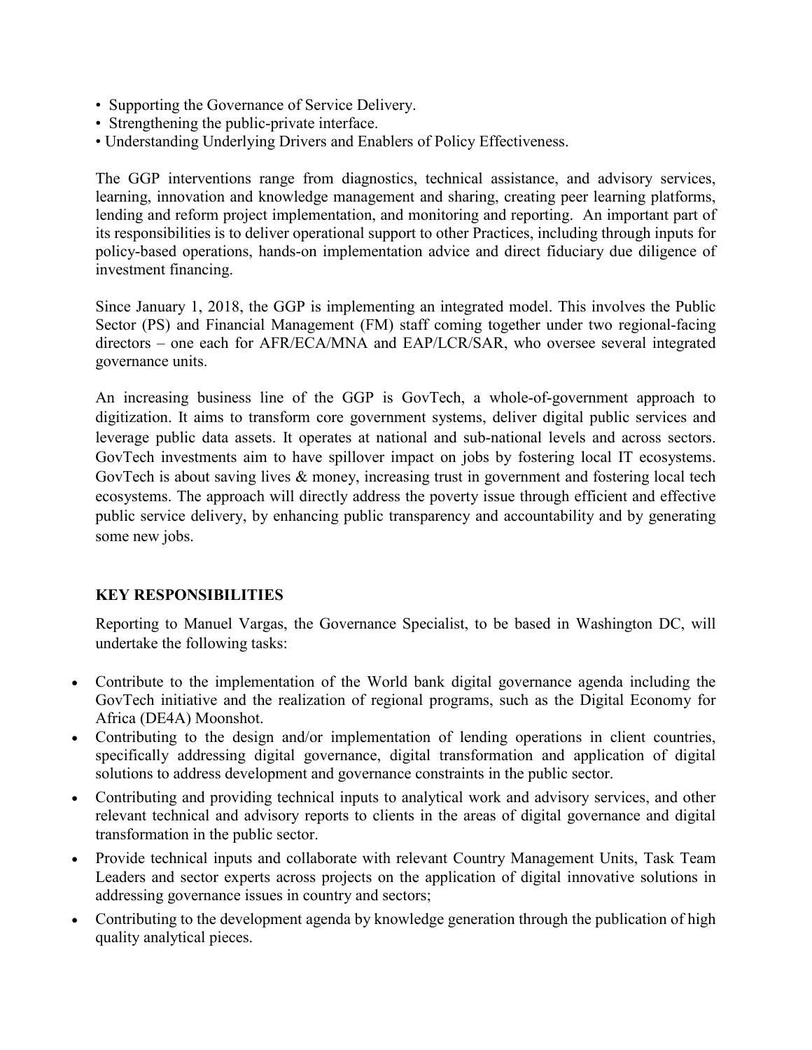- Supporting the Governance of Service Delivery.
- Strengthening the public-private interface.
- Understanding Underlying Drivers and Enablers of Policy Effectiveness.

The GGP interventions range from diagnostics, technical assistance, and advisory services, learning, innovation and knowledge management and sharing, creating peer learning platforms, lending and reform project implementation, and monitoring and reporting. An important part of its responsibilities is to deliver operational support to other Practices, including through inputs for policy-based operations, hands-on implementation advice and direct fiduciary due diligence of investment financing.

Since January 1, 2018, the GGP is implementing an integrated model. This involves the Public Sector (PS) and Financial Management (FM) staff coming together under two regional-facing directors – one each for AFR/ECA/MNA and EAP/LCR/SAR, who oversee several integrated governance units.

An increasing business line of the GGP is GovTech, a whole-of-government approach to digitization. It aims to transform core government systems, deliver digital public services and leverage public data assets. It operates at national and sub-national levels and across sectors. GovTech investments aim to have spillover impact on jobs by fostering local IT ecosystems. GovTech is about saving lives & money, increasing trust in government and fostering local tech ecosystems. The approach will directly address the poverty issue through efficient and effective public service delivery, by enhancing public transparency and accountability and by generating some new jobs.

**KEY RESPONSIBILITIES**

Reporting to Manuel Vargas, the Governance Specialist, to be based in Washington DC, will undertake the following tasks:

- Contribute to the implementation of the World bank digital governance agenda including the GovTech initiative and the realization of regional programs, such as the Digital Economy for Africa (DE4A) Moonshot.
- Contributing to the design and/or implementation of lending operations in client countries, specifically addressing digital governance, digital transformation and application of digital solutions to address development and governance constraints in the public sector.
- Contributing and providing technical inputs to analytical work and advisory services, and other relevant technical and advisory reports to clients in the areas of digital governance and digital transformation in the public sector.
- Provide technical inputs and collaborate with relevant Country Management Units, Task Team Leaders and sector experts across projects on the application of digital innovative solutions in addressing governance issues in country and sectors;
- Contributing to the development agenda by knowledge generation through the publication of high quality analytical pieces.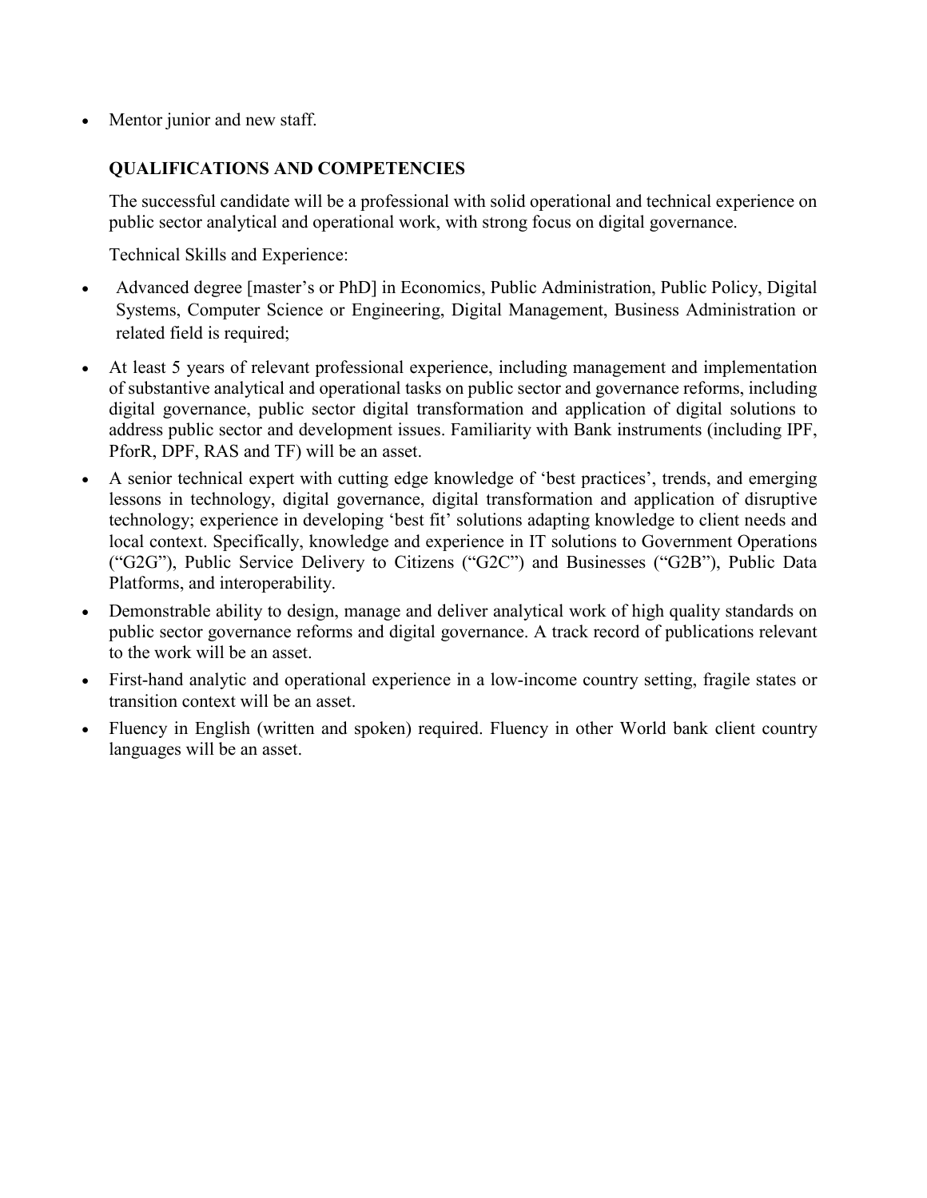- Mentor junior and new staff.

## QUALIFICATIONS AND COMPETENCIES

The successful candidate will be a professional with solid operational and technical experience on public sector analytical and operational work, with strong focus on digital governance.

Technical Skills and Experience:

- Advanced degree [master's or PhD] in Economics, Public Administration, Public Policy, Digital Systems, Computer Science or Engineering, Digital Management, Business Administration or related field is required;
- At least 5 years of relevant professional experience, including management and implementation of substantive analytical and operational tasks on public sector and governance reforms, including digital governance, public sector digital transformation and application of digital solutions to address public sector and development issues. Familiarity with Bank instruments (including IPF, PforR, DPF, RAS and TF) will be an asset.
- A senior technical expert with cutting edge knowledge of 'best practices', trends, and emerging lessons in technology, digital governance, digital transformation and application of disruptive technology; experience in developing 'best fit' solutions adapting knowledge to client needs and local context. Specifically, knowledge and experience in IT solutions to Government Operations ("G2G"), Public Service Delivery to Citizens ("G2C") and Businesses ("G2B"), Public Data Platforms, and interoperability.
- Demonstrable ability to design, manage and deliver analytical work of high quality standards on public sector governance reforms and digital governance. A track record of publications relevant to the work will be an asset.
- First-hand analytic and operational experience in a low-income country setting, fragile states or transition context will be an asset.
- Fluency in English (written and spoken) required. Fluency in other World bank client country languages will be an asset.